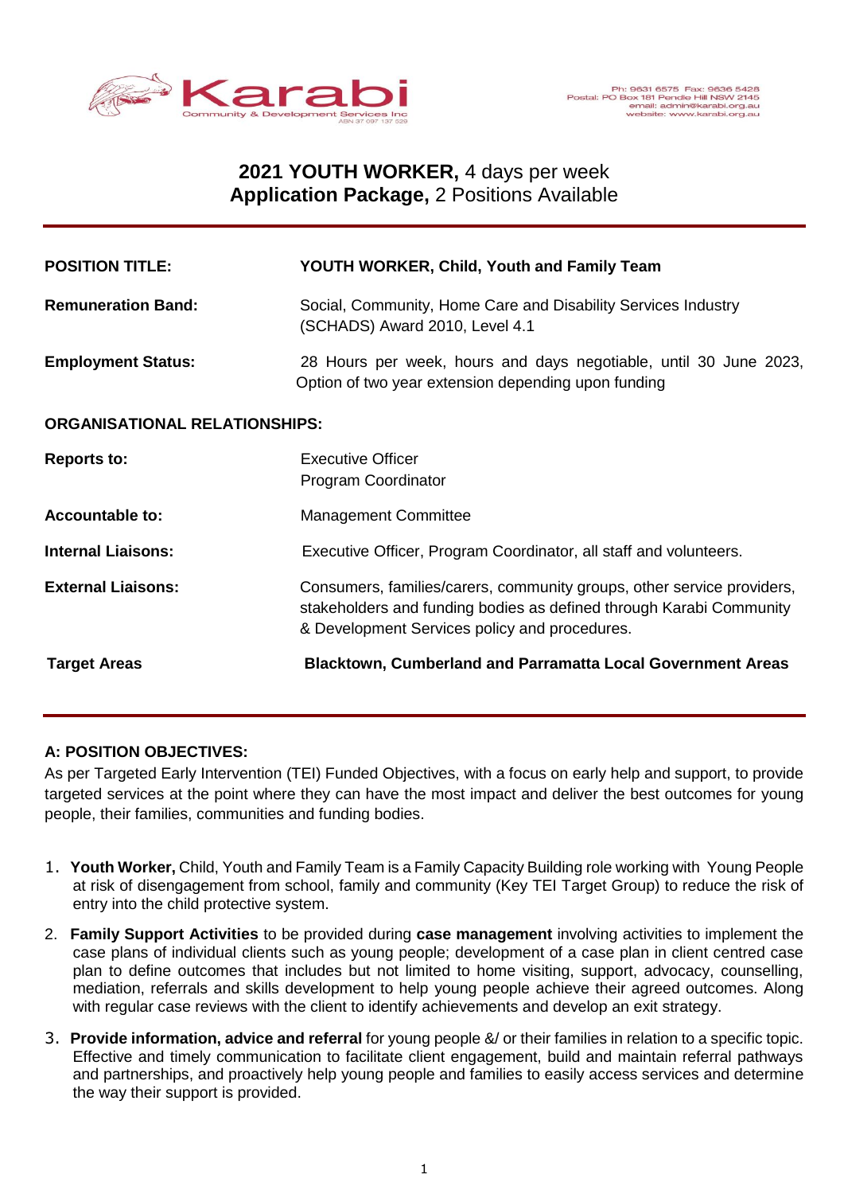Karabi Community & Development Services Inc ABN 37 097 137 529

Ph: 9631 6575 Fax: 9636 5428
Postal: PO Box 181 Pendle Hill NSW 2145
email: admin@karabi.org.au
website: www.karabi.org.au

# 2021 YOUTH WORKER, 4 days per week
# Application Package, 2 Positions Available

| | |
|---|---|
| **POSITION TITLE:** | **YOUTH WORKER, Child, Youth and Family Team** |
| **Remuneration Band:** | Social, Community, Home Care and Disability Services Industry (SCHADS) Award 2010, Level 4.1 |
| **Employment Status:** | 28 Hours per week, hours and days negotiable, until 30 June 2023, Option of two year extension depending upon funding |

**ORGANISATIONAL RELATIONSHIPS:**

| | |
|---|---|
| **Reports to:** | Executive Officer<br>Program Coordinator |
| **Accountable to:** | Management Committee |
| **Internal Liaisons:** | Executive Officer, Program Coordinator, all staff and volunteers. |
| **External Liaisons:** | Consumers, families/carers, community groups, other service providers, stakeholders and funding bodies as defined through Karabi Community & Development Services policy and procedures. |
| **Target Areas** | **Blacktown, Cumberland and Parramatta Local Government Areas** |

## A: POSITION OBJECTIVES:

As per Targeted Early Intervention (TEI) Funded Objectives, with a focus on early help and support, to provide targeted services at the point where they can have the most impact and deliver the best outcomes for young people, their families, communities and funding bodies.

1. **Youth Worker,** Child, Youth and Family Team is a Family Capacity Building role working with Young People at risk of disengagement from school, family and community (Key TEI Target Group) to reduce the risk of entry into the child protective system.
2. **Family Support Activities** to be provided during **case management** involving activities to implement the case plans of individual clients such as young people; development of a case plan in client centred case plan to define outcomes that includes but not limited to home visiting, support, advocacy, counselling, mediation, referrals and skills development to help young people achieve their agreed outcomes. Along with regular case reviews with the client to identify achievements and develop an exit strategy.
3. **Provide information, advice and referral** for young people &/ or their families in relation to a specific topic. Effective and timely communication to facilitate client engagement, build and maintain referral pathways and partnerships, and proactively help young people and families to easily access services and determine the way their support is provided.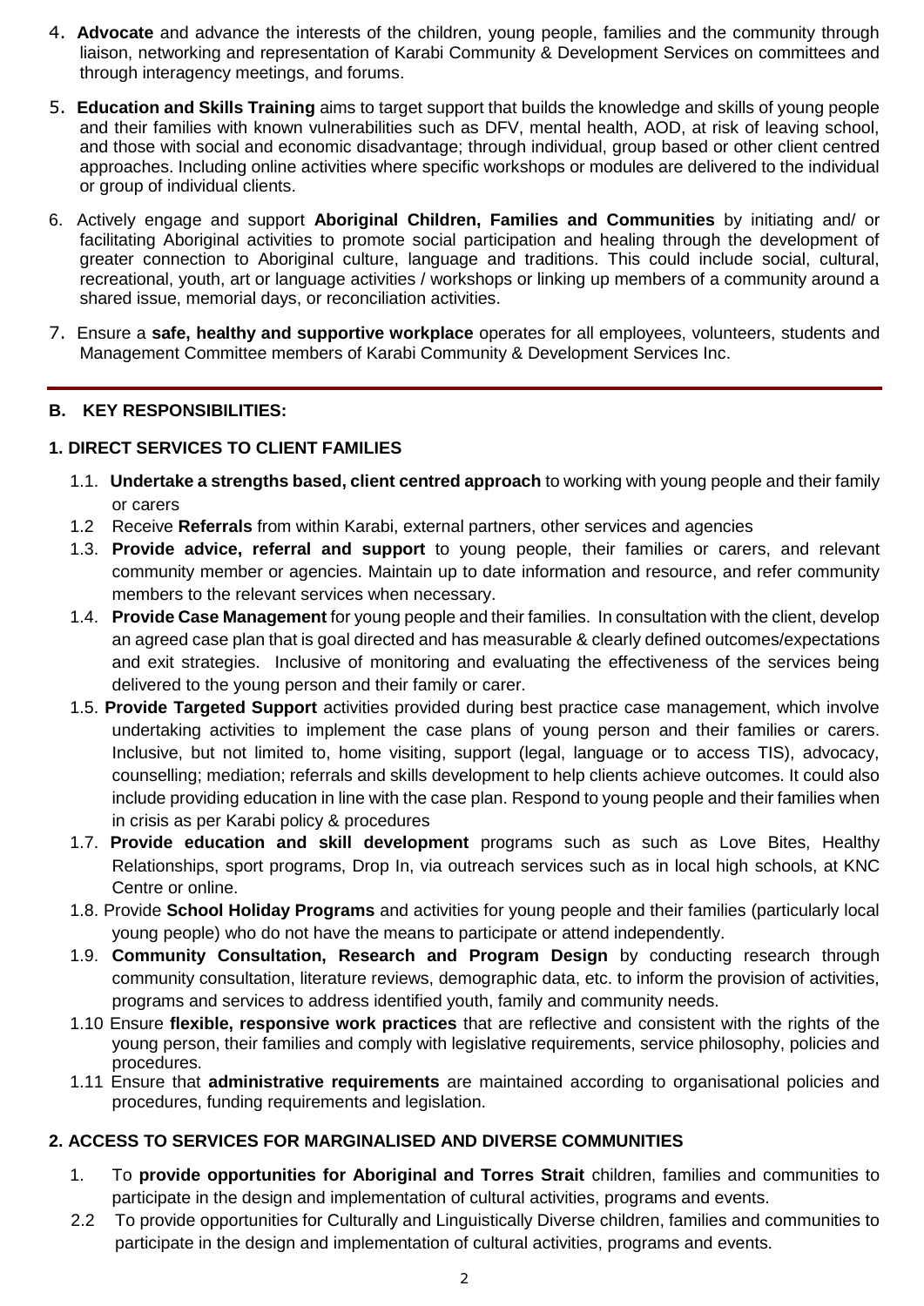4. **Advocate** and advance the interests of the children, young people, families and the community through liaison, networking and representation of Karabi Community & Development Services on committees and through interagency meetings, and forums.
5. **Education and Skills Training** aims to target support that builds the knowledge and skills of young people and their families with known vulnerabilities such as DFV, mental health, AOD, at risk of leaving school, and those with social and economic disadvantage; through individual, group based or other client centred approaches. Including online activities where specific workshops or modules are delivered to the individual or group of individual clients.
6. Actively engage and support **Aboriginal Children, Families and Communities** by initiating and/ or facilitating Aboriginal activities to promote social participation and healing through the development of greater connection to Aboriginal culture, language and traditions. This could include social, cultural, recreational, youth, art or language activities / workshops or linking up members of a community around a shared issue, memorial days, or reconciliation activities.
7. Ensure a **safe, healthy and supportive workplace** operates for all employees, volunteers, students and Management Committee members of Karabi Community & Development Services Inc.

## B. KEY RESPONSIBILITIES:

### 1. DIRECT SERVICES TO CLIENT FAMILIES

- 1.1. **Undertake a strengths based, client centred approach** to working with young people and their family or carers
- 1.2 Receive **Referrals** from within Karabi, external partners, other services and agencies
- 1.3. **Provide advice, referral and support** to young people, their families or carers, and relevant community member or agencies. Maintain up to date information and resource, and refer community members to the relevant services when necessary.
- 1.4. **Provide Case Management** for young people and their families. In consultation with the client, develop an agreed case plan that is goal directed and has measurable & clearly defined outcomes/expectations and exit strategies. Inclusive of monitoring and evaluating the effectiveness of the services being delivered to the young person and their family or carer.
- 1.5. **Provide Targeted Support** activities provided during best practice case management, which involve undertaking activities to implement the case plans of young person and their families or carers. Inclusive, but not limited to, home visiting, support (legal, language or to access TIS), advocacy, counselling; mediation; referrals and skills development to help clients achieve outcomes. It could also include providing education in line with the case plan. Respond to young people and their families when in crisis as per Karabi policy & procedures
- 1.7. **Provide education and skill development** programs such as such as Love Bites, Healthy Relationships, sport programs, Drop In, via outreach services such as in local high schools, at KNC Centre or online.
- 1.8. Provide **School Holiday Programs** and activities for young people and their families (particularly local young people) who do not have the means to participate or attend independently.
- 1.9. **Community Consultation, Research and Program Design** by conducting research through community consultation, literature reviews, demographic data, etc. to inform the provision of activities, programs and services to address identified youth, family and community needs.
- 1.10 Ensure **flexible, responsive work practices** that are reflective and consistent with the rights of the young person, their families and comply with legislative requirements, service philosophy, policies and procedures.
- 1.11 Ensure that **administrative requirements** are maintained according to organisational policies and procedures, funding requirements and legislation.

### 2. ACCESS TO SERVICES FOR MARGINALISED AND DIVERSE COMMUNITIES

- 1. To **provide opportunities for Aboriginal and Torres Strait** children, families and communities to participate in the design and implementation of cultural activities, programs and events.
- 2.2 To provide opportunities for Culturally and Linguistically Diverse children, families and communities to participate in the design and implementation of cultural activities, programs and events.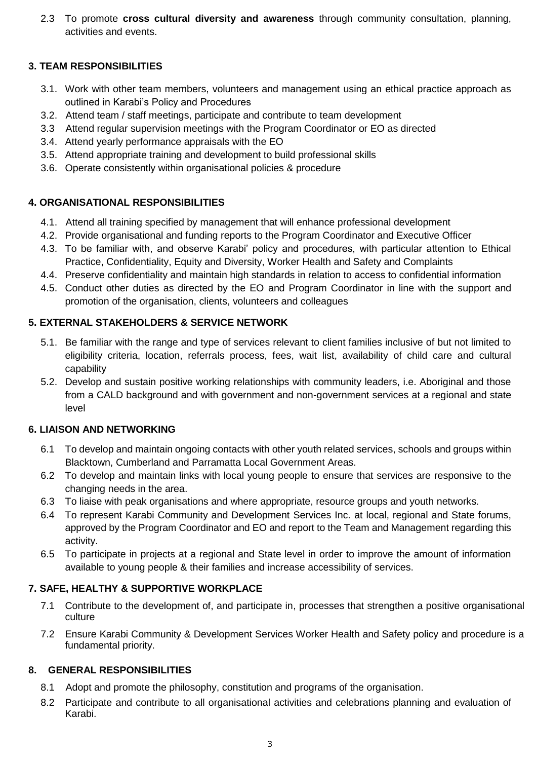2.3 To promote **cross cultural diversity and awareness** through community consultation, planning, activities and events.

### 3. TEAM RESPONSIBILITIES

3.1. Work with other team members, volunteers and management using an ethical practice approach as outlined in Karabi's Policy and Procedures
3.2. Attend team / staff meetings, participate and contribute to team development
3.3 Attend regular supervision meetings with the Program Coordinator or EO as directed
3.4. Attend yearly performance appraisals with the EO
3.5. Attend appropriate training and development to build professional skills
3.6. Operate consistently within organisational policies & procedure

### 4. ORGANISATIONAL RESPONSIBILITIES

4.1. Attend all training specified by management that will enhance professional development
4.2. Provide organisational and funding reports to the Program Coordinator and Executive Officer
4.3. To be familiar with, and observe Karabi' policy and procedures, with particular attention to Ethical Practice, Confidentiality, Equity and Diversity, Worker Health and Safety and Complaints
4.4. Preserve confidentiality and maintain high standards in relation to access to confidential information
4.5. Conduct other duties as directed by the EO and Program Coordinator in line with the support and promotion of the organisation, clients, volunteers and colleagues

### 5. EXTERNAL STAKEHOLDERS & SERVICE NETWORK

5.1. Be familiar with the range and type of services relevant to client families inclusive of but not limited to eligibility criteria, location, referrals process, fees, wait list, availability of child care and cultural capability
5.2. Develop and sustain positive working relationships with community leaders, i.e. Aboriginal and those from a CALD background and with government and non-government services at a regional and state level

### 6. LIAISON AND NETWORKING

6.1 To develop and maintain ongoing contacts with other youth related services, schools and groups within Blacktown, Cumberland and Parramatta Local Government Areas.
6.2 To develop and maintain links with local young people to ensure that services are responsive to the changing needs in the area.
6.3 To liaise with peak organisations and where appropriate, resource groups and youth networks.
6.4 To represent Karabi Community and Development Services Inc. at local, regional and State forums, approved by the Program Coordinator and EO and report to the Team and Management regarding this activity.
6.5 To participate in projects at a regional and State level in order to improve the amount of information available to young people & their families and increase accessibility of services.

### 7. SAFE, HEALTHY & SUPPORTIVE WORKPLACE

7.1 Contribute to the development of, and participate in, processes that strengthen a positive organisational culture
7.2 Ensure Karabi Community & Development Services Worker Health and Safety policy and procedure is a fundamental priority.

### 8. GENERAL RESPONSIBILITIES

8.1 Adopt and promote the philosophy, constitution and programs of the organisation.
8.2 Participate and contribute to all organisational activities and celebrations planning and evaluation of Karabi.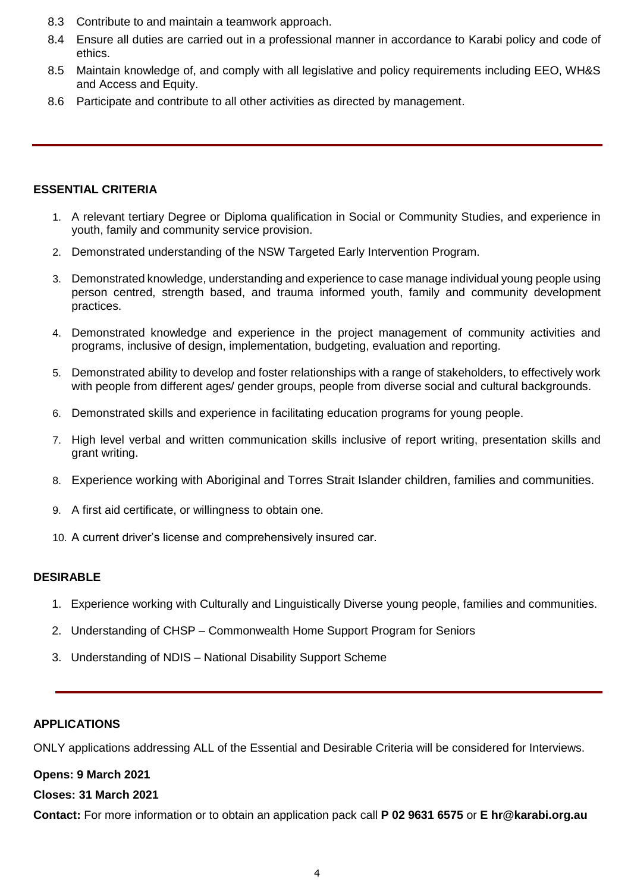8.3 Contribute to and maintain a teamwork approach.

8.4 Ensure all duties are carried out in a professional manner in accordance to Karabi policy and code of ethics.

8.5 Maintain knowledge of, and comply with all legislative and policy requirements including EEO, WH&S and Access and Equity.

8.6 Participate and contribute to all other activities as directed by management.

---

**ESSENTIAL CRITERIA**

1. A relevant tertiary Degree or Diploma qualification in Social or Community Studies, and experience in youth, family and community service provision.
2. Demonstrated understanding of the NSW Targeted Early Intervention Program.
3. Demonstrated knowledge, understanding and experience to case manage individual young people using person centred, strength based, and trauma informed youth, family and community development practices.
4. Demonstrated knowledge and experience in the project management of community activities and programs, inclusive of design, implementation, budgeting, evaluation and reporting.
5. Demonstrated ability to develop and foster relationships with a range of stakeholders, to effectively work with people from different ages/ gender groups, people from diverse social and cultural backgrounds.
6. Demonstrated skills and experience in facilitating education programs for young people.
7. High level verbal and written communication skills inclusive of report writing, presentation skills and grant writing.
8. Experience working with Aboriginal and Torres Strait Islander children, families and communities.
9. A first aid certificate, or willingness to obtain one.
10. A current driver's license and comprehensively insured car.

**DESIRABLE**

1. Experience working with Culturally and Linguistically Diverse young people, families and communities.
2. Understanding of CHSP – Commonwealth Home Support Program for Seniors
3. Understanding of NDIS – National Disability Support Scheme

---

**APPLICATIONS**

ONLY applications addressing ALL of the Essential and Desirable Criteria will be considered for Interviews.

**Opens: 9 March 2021**

**Closes: 31 March 2021**

**Contact:** For more information or to obtain an application pack call **P 02 9631 6575** or **E hr@karabi.org.au**